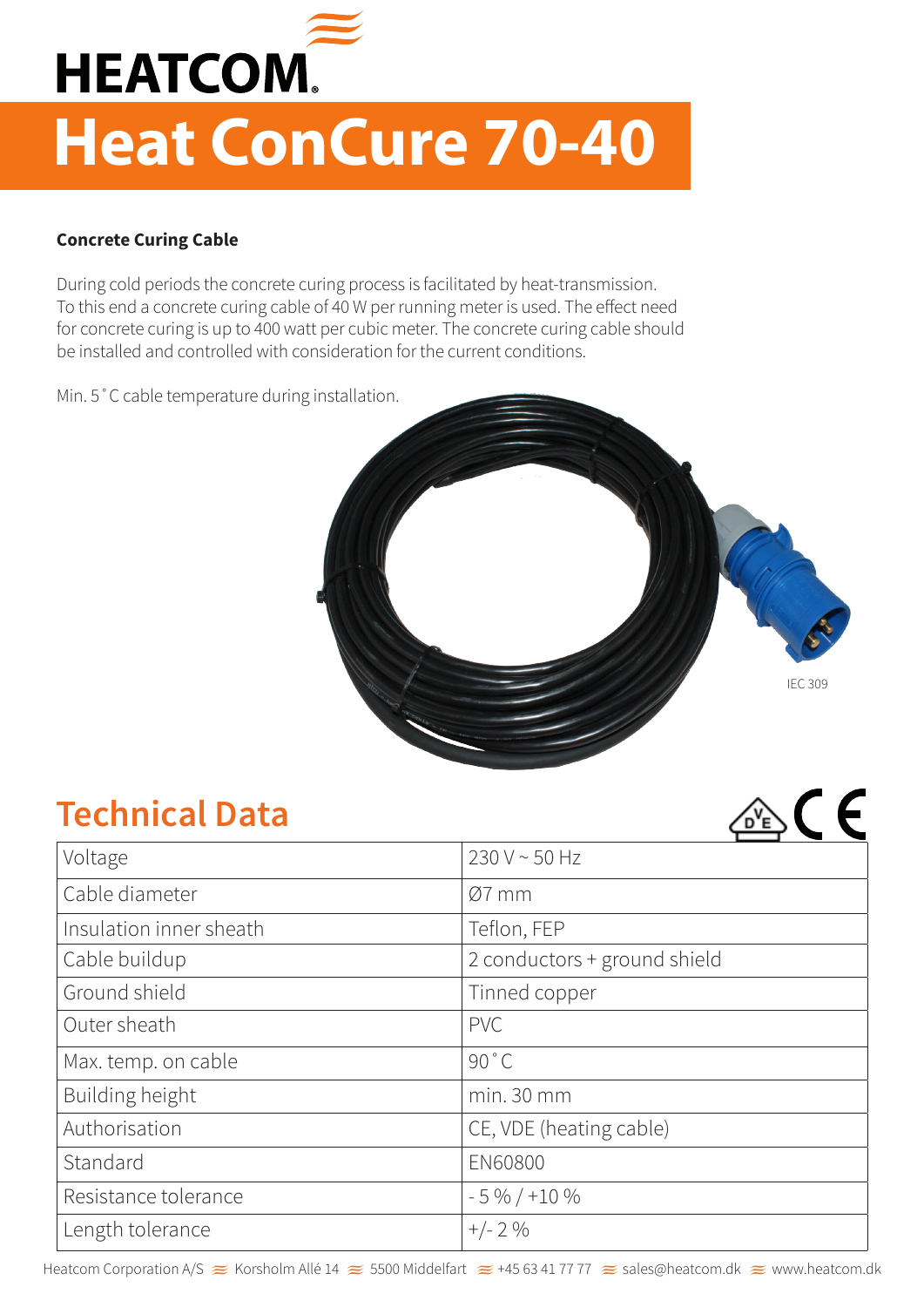HEATCOM

# Heat ConCure 70-40

**Concrete Curing Cable**

During cold periods the concrete curing process is facilitated by heat-transmission. To this end a concrete curing cable of 40 W per running meter is used. The effect need for concrete curing is up to 400 watt per cubic meter. The concrete curing cable should be installed and controlled with consideration for the current conditions.

Min. 5 ˚C cable temperature during installation.

IEC 309

## Technical Data

| | |
|---|---|
| Voltage | 230 V ~ 50 Hz |
| Cable diameter | Ø7 mm |
| Insulation inner sheath | Teflon, FEP |
| Cable buildup | 2 conductors + ground shield |
| Ground shield | Tinned copper |
| Outer sheath | PVC |
| Max. temp. on cable | 90 ˚C |
| Building height | min. 30 mm |
| Authorisation | CE, VDE (heating cable) |
| Standard | EN60800 |
| Resistance tolerance | - 5 % / +10 % |
| Length tolerance | +/- 2 % |

Heatcom Corporation A/S ≋ Korsholm Allé 14 ≋ 5500 Middelfart ≋ +45 63 41 77 77 ≋ sales@heatcom.dk ≋ www.heatcom.dk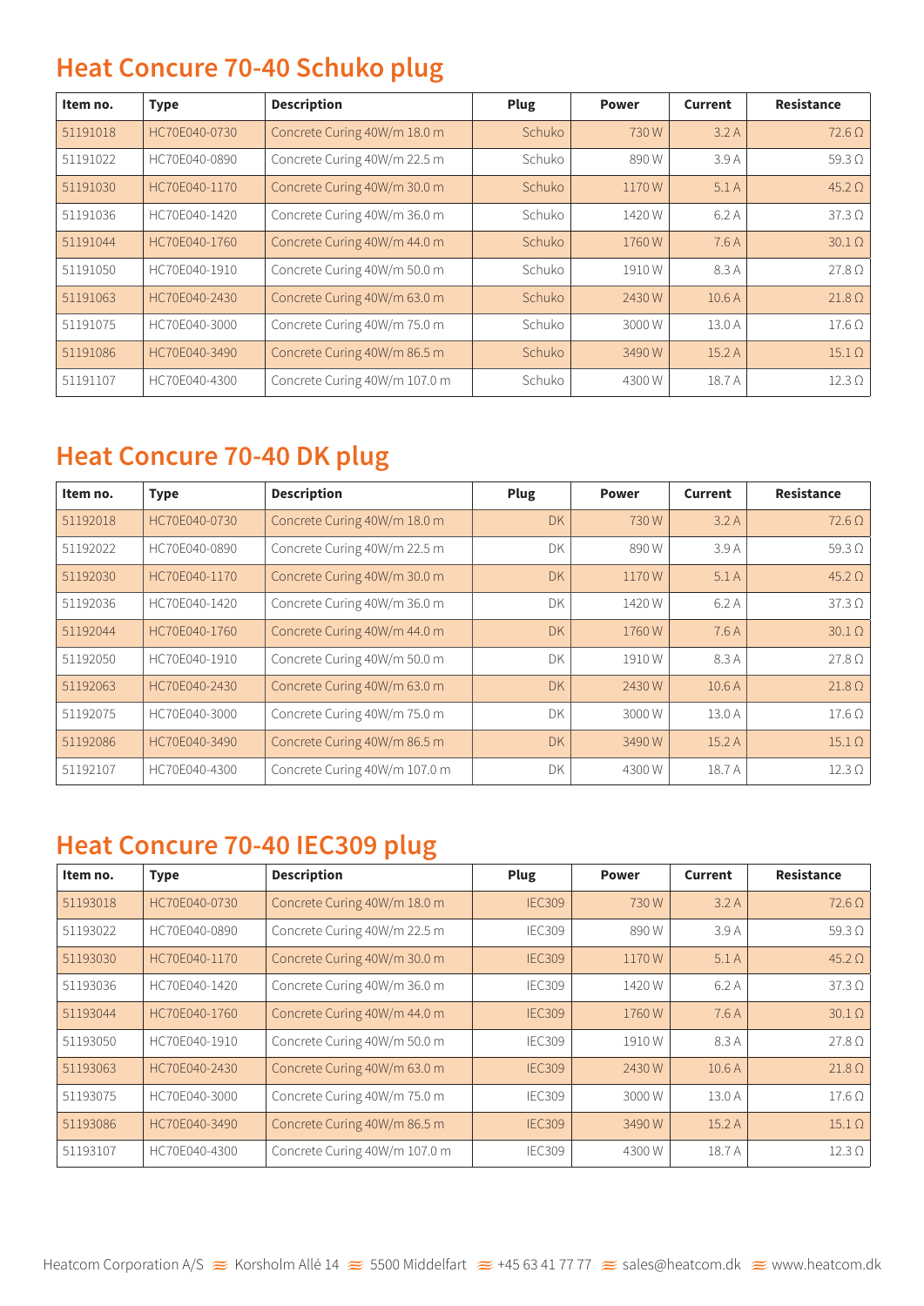## Heat Concure 70-40 Schuko plug

| Item no. | Type | Description | Plug | Power | Current | Resistance |
|---|---|---|---|---|---|---|
| 51191018 | HC70E040-0730 | Concrete Curing 40W/m 18.0 m | Schuko | 730 W | 3.2 A | 72.6 Ω |
| 51191022 | HC70E040-0890 | Concrete Curing 40W/m 22.5 m | Schuko | 890 W | 3.9 A | 59.3 Ω |
| 51191030 | HC70E040-1170 | Concrete Curing 40W/m 30.0 m | Schuko | 1170 W | 5.1 A | 45.2 Ω |
| 51191036 | HC70E040-1420 | Concrete Curing 40W/m 36.0 m | Schuko | 1420 W | 6.2 A | 37.3 Ω |
| 51191044 | HC70E040-1760 | Concrete Curing 40W/m 44.0 m | Schuko | 1760 W | 7.6 A | 30.1 Ω |
| 51191050 | HC70E040-1910 | Concrete Curing 40W/m 50.0 m | Schuko | 1910 W | 8.3 A | 27.8 Ω |
| 51191063 | HC70E040-2430 | Concrete Curing 40W/m 63.0 m | Schuko | 2430 W | 10.6 A | 21.8 Ω |
| 51191075 | HC70E040-3000 | Concrete Curing 40W/m 75.0 m | Schuko | 3000 W | 13.0 A | 17.6 Ω |
| 51191086 | HC70E040-3490 | Concrete Curing 40W/m 86.5 m | Schuko | 3490 W | 15.2 A | 15.1 Ω |
| 51191107 | HC70E040-4300 | Concrete Curing 40W/m 107.0 m | Schuko | 4300 W | 18.7 A | 12.3 Ω |

## Heat Concure 70-40 DK plug

| Item no. | Type | Description | Plug | Power | Current | Resistance |
|---|---|---|---|---|---|---|
| 51192018 | HC70E040-0730 | Concrete Curing 40W/m 18.0 m | DK | 730 W | 3.2 A | 72.6 Ω |
| 51192022 | HC70E040-0890 | Concrete Curing 40W/m 22.5 m | DK | 890 W | 3.9 A | 59.3 Ω |
| 51192030 | HC70E040-1170 | Concrete Curing 40W/m 30.0 m | DK | 1170 W | 5.1 A | 45.2 Ω |
| 51192036 | HC70E040-1420 | Concrete Curing 40W/m 36.0 m | DK | 1420 W | 6.2 A | 37.3 Ω |
| 51192044 | HC70E040-1760 | Concrete Curing 40W/m 44.0 m | DK | 1760 W | 7.6 A | 30.1 Ω |
| 51192050 | HC70E040-1910 | Concrete Curing 40W/m 50.0 m | DK | 1910 W | 8.3 A | 27.8 Ω |
| 51192063 | HC70E040-2430 | Concrete Curing 40W/m 63.0 m | DK | 2430 W | 10.6 A | 21.8 Ω |
| 51192075 | HC70E040-3000 | Concrete Curing 40W/m 75.0 m | DK | 3000 W | 13.0 A | 17.6 Ω |
| 51192086 | HC70E040-3490 | Concrete Curing 40W/m 86.5 m | DK | 3490 W | 15.2 A | 15.1 Ω |
| 51192107 | HC70E040-4300 | Concrete Curing 40W/m 107.0 m | DK | 4300 W | 18.7 A | 12.3 Ω |

## Heat Concure 70-40 IEC309 plug

| Item no. | Type | Description | Plug | Power | Current | Resistance |
|---|---|---|---|---|---|---|
| 51193018 | HC70E040-0730 | Concrete Curing 40W/m 18.0 m | IEC309 | 730 W | 3.2 A | 72.6 Ω |
| 51193022 | HC70E040-0890 | Concrete Curing 40W/m 22.5 m | IEC309 | 890 W | 3.9 A | 59.3 Ω |
| 51193030 | HC70E040-1170 | Concrete Curing 40W/m 30.0 m | IEC309 | 1170 W | 5.1 A | 45.2 Ω |
| 51193036 | HC70E040-1420 | Concrete Curing 40W/m 36.0 m | IEC309 | 1420 W | 6.2 A | 37.3 Ω |
| 51193044 | HC70E040-1760 | Concrete Curing 40W/m 44.0 m | IEC309 | 1760 W | 7.6 A | 30.1 Ω |
| 51193050 | HC70E040-1910 | Concrete Curing 40W/m 50.0 m | IEC309 | 1910 W | 8.3 A | 27.8 Ω |
| 51193063 | HC70E040-2430 | Concrete Curing 40W/m 63.0 m | IEC309 | 2430 W | 10.6 A | 21.8 Ω |
| 51193075 | HC70E040-3000 | Concrete Curing 40W/m 75.0 m | IEC309 | 3000 W | 13.0 A | 17.6 Ω |
| 51193086 | HC70E040-3490 | Concrete Curing 40W/m 86.5 m | IEC309 | 3490 W | 15.2 A | 15.1 Ω |
| 51193107 | HC70E040-4300 | Concrete Curing 40W/m 107.0 m | IEC309 | 4300 W | 18.7 A | 12.3 Ω |

Heatcom Corporation A/S ≋ Korsholm Allé 14 ≋ 5500 Middelfart ≋ +45 63 41 77 77 ≋ sales@heatcom.dk ≋ www.heatcom.dk